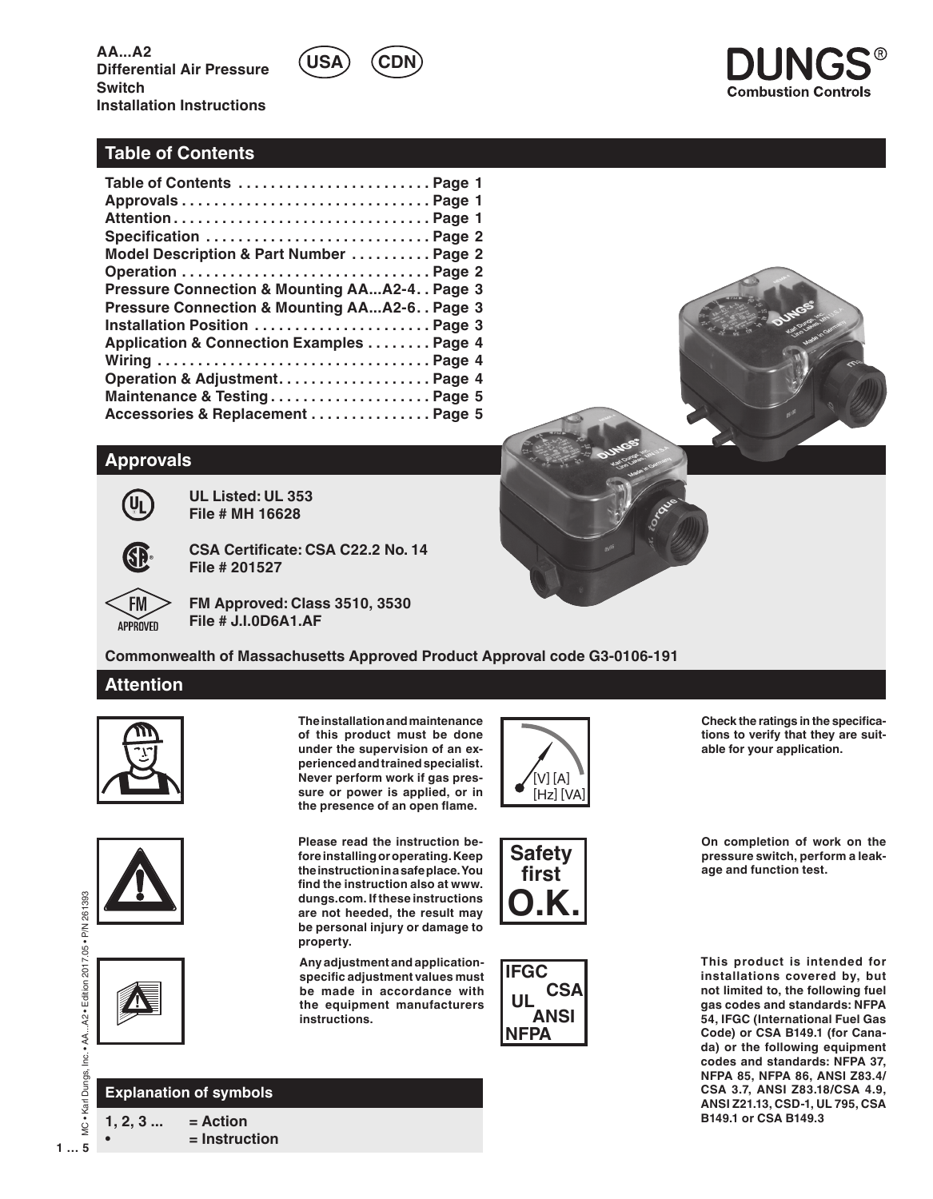**AA...A2**
**Differential Air Pressure Switch**
**Installation Instructions**

USA CDN

DUNGS®
Combustion Controls

## Table of Contents

| | |
|---|---|
| Table of Contents | Page 1 |
| Approvals | Page 1 |
| Attention | Page 1 |
| Specification | Page 2 |
| Model Description & Part Number | Page 2 |
| Operation | Page 2 |
| Pressure Connection & Mounting AA...A2-4 | Page 3 |
| Pressure Connection & Mounting AA...A2-6 | Page 3 |
| Installation Position | Page 3 |
| Application & Connection Examples | Page 4 |
| Wiring | Page 4 |
| Operation & Adjustment | Page 4 |
| Maintenance & Testing | Page 5 |
| Accessories & Replacement | Page 5 |

## Approvals

**UL Listed: UL 353**
**File # MH 16628**

**CSA Certificate: CSA C22.2 No. 14**
**File # 201527**

**FM Approved: Class 3510, 3530**
**File # J.I.0D6A1.AF**

**Commonwealth of Massachusetts Approved Product Approval code G3-0106-191**

## Attention

**The installation and maintenance of this product must be done under the supervision of an experienced and trained specialist. Never perform work if gas pressure or power is applied, or in the presence of an open flame.**

**Please read the instruction before installing or operating. Keep the instruction in a safe place. You find the instruction also at www.dungs.com. If these instructions are not heeded, the result may be personal injury or damage to property.**

**Any adjustment and application-specific adjustment values must be made in accordance with the equipment manufacturers instructions.**

[V] [A] [Hz] [VA]

**Check the ratings in the specifications to verify that they are suitable for your application.**

Safety first O.K.

**On completion of work on the pressure switch, perform a leakage and function test.**

IFGC CSA UL ANSI NFPA

**This product is intended for installations covered by, but not limited to, the following fuel gas codes and standards: NFPA 54, IFGC (International Fuel Gas Code) or CSA B149.1 (for Canada) or the following equipment codes and standards: NFPA 37, NFPA 85, NFPA 86, ANSI Z83.4/ CSA 3.7, ANSI Z83.18/CSA 4.9, ANSI Z21.13, CSD-1, UL 795, CSA B149.1 or CSA B149.3**

### Explanation of symbols

| | |
|---|---|
| 1, 2, 3 ... | = Action |
| • | = Instruction |

MC • Karl Dungs, Inc. • AA...A2 • Edition 2017.05 • P/N 261393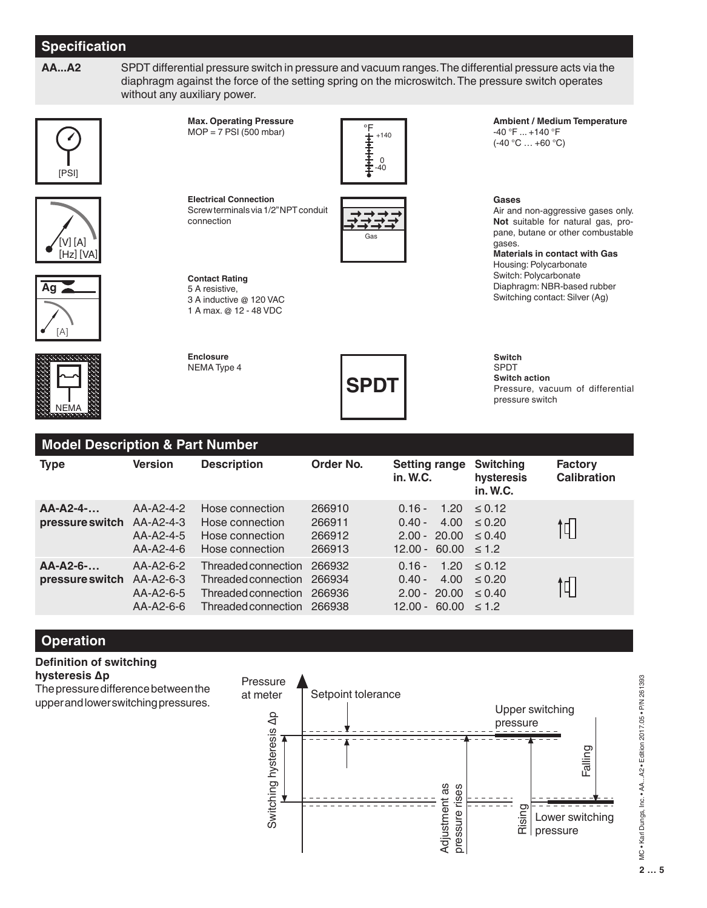## Specification

**AA...A2** SPDT differential pressure switch in pressure and vacuum ranges. The differential pressure acts via the diaphragm against the force of the setting spring on the microswitch. The pressure switch operates without any auxiliary power.

**Max. Operating Pressure**
MOP = 7 PSI (500 mbar)

**Ambient / Medium Temperature**
-40 °F ... +140 °F
(-40 °C … +60 °C)

**Electrical Connection**
Screw terminals via 1/2" NPT conduit connection

**Gases**
Air and non-aggressive gases only. **Not** suitable for natural gas, propane, butane or other combustable gases.

**Materials in contact with Gas**
Housing: Polycarbonate
Switch: Polycarbonate
Diaphragm: NBR-based rubber
Switching contact: Silver (Ag)

**Contact Rating**
5 A resistive,
3 A inductive @ 120 VAC
1 A max. @ 12 - 48 VDC

**Enclosure**
NEMA Type 4

**Switch**
SPDT

**Switch action**
Pressure, vacuum of differential pressure switch

## Model Description & Part Number

| Type | Version | Description | Order No. | Setting range in. W.C. | Switching hysteresis in. W.C. | Factory Calibration |
|---|---|---|---|---|---|---|
| AA-A2-4-… pressure switch | AA-A2-4-2 | Hose connection | 266910 | 0.16 - 1.20 | ≤ 0.12 | |
| | AA-A2-4-3 | Hose connection | 266911 | 0.40 - 4.00 | ≤ 0.20 | |
| | AA-A2-4-5 | Hose connection | 266912 | 2.00 - 20.00 | ≤ 0.40 | |
| | AA-A2-4-6 | Hose connection | 266913 | 12.00 - 60.00 | ≤ 1.2 | |
| AA-A2-6-… pressure switch | AA-A2-6-2 | Threaded connection | 266932 | 0.16 - 1.20 | ≤ 0.12 | |
| | AA-A2-6-3 | Threaded connection | 266934 | 0.40 - 4.00 | ≤ 0.20 | |
| | AA-A2-6-5 | Threaded connection | 266936 | 2.00 - 20.00 | ≤ 0.40 | |
| | AA-A2-6-6 | Threaded connection | 266938 | 12.00 - 60.00 | ≤ 1.2 | |

## Operation

**Definition of switching hysteresis Δp**
The pressure difference between the upper and lower switching pressures.

Pressure at meter
Setpoint tolerance
Upper switching pressure
Switching hysteresis Δp
Adjustment as pressure rises
Rising
Falling
Lower switching pressure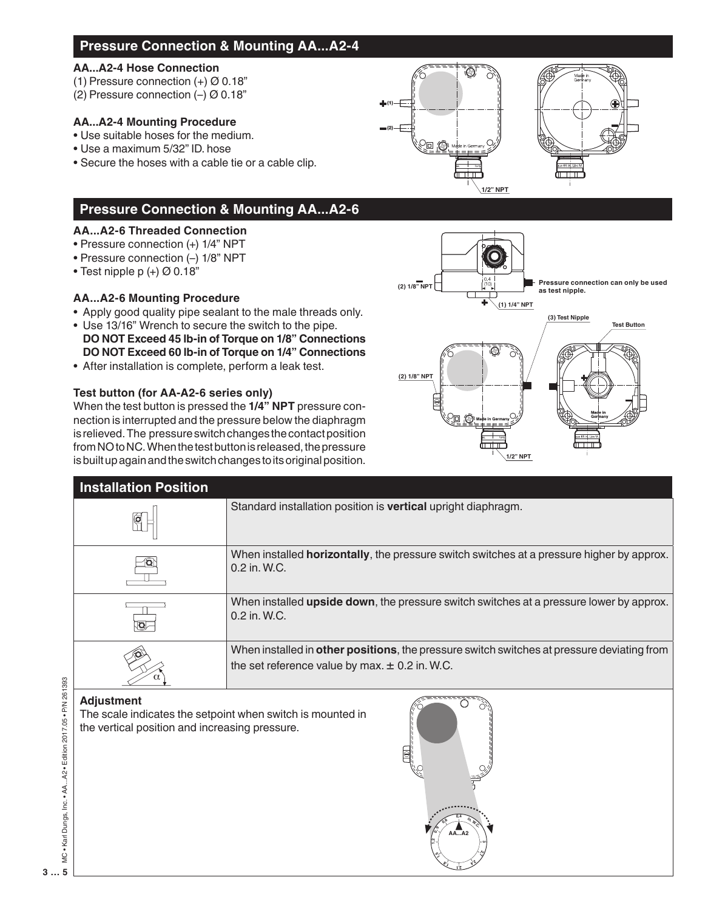## Pressure Connection & Mounting AA...A2-4

### AA...A2-4 Hose Connection

(1) Pressure connection (+) Ø 0.18"
(2) Pressure connection (–) Ø 0.18"

### AA...A2-4 Mounting Procedure

- Use suitable hoses for the medium.
- Use a maximum 5/32" ID. hose
- Secure the hoses with a cable tie or a cable clip.

## Pressure Connection & Mounting AA...A2-6

### AA...A2-6 Threaded Connection

- Pressure connection (+) 1/4" NPT
- Pressure connection (–) 1/8" NPT
- Test nipple p (+) Ø 0.18"

### AA...A2-6 Mounting Procedure

- Apply good quality pipe sealant to the male threads only.
- Use 13/16" Wrench to secure the switch to the pipe.
  **DO NOT Exceed 45 lb-in of Torque on 1/8" Connections**
  **DO NOT Exceed 60 lb-in of Torque on 1/4" Connections**
- After installation is complete, perform a leak test.

### Test button (for AA-A2-6 series only)

When the test button is pressed the **1/4" NPT** pressure connection is interrupted and the pressure below the diaphragm is relieved. The pressure switch changes the contact position from NO to NC. When the test button is released, the pressure is built up again and the switch changes to its original position.

Pressure connection can only be used as test nipple.

## Installation Position

| | |
|---|---|
| | Standard installation position is **vertical** upright diaphragm. |
| | When installed **horizontally**, the pressure switch switches at a pressure higher by approx. 0.2 in. W.C. |
| | When installed **upside down**, the pressure switch switches at a pressure lower by approx. 0.2 in. W.C. |
| | When installed in **other positions**, the pressure switch switches at pressure deviating from the set reference value by max. ± 0.2 in. W.C. |

### Adjustment

The scale indicates the setpoint when switch is mounted in the vertical position and increasing pressure.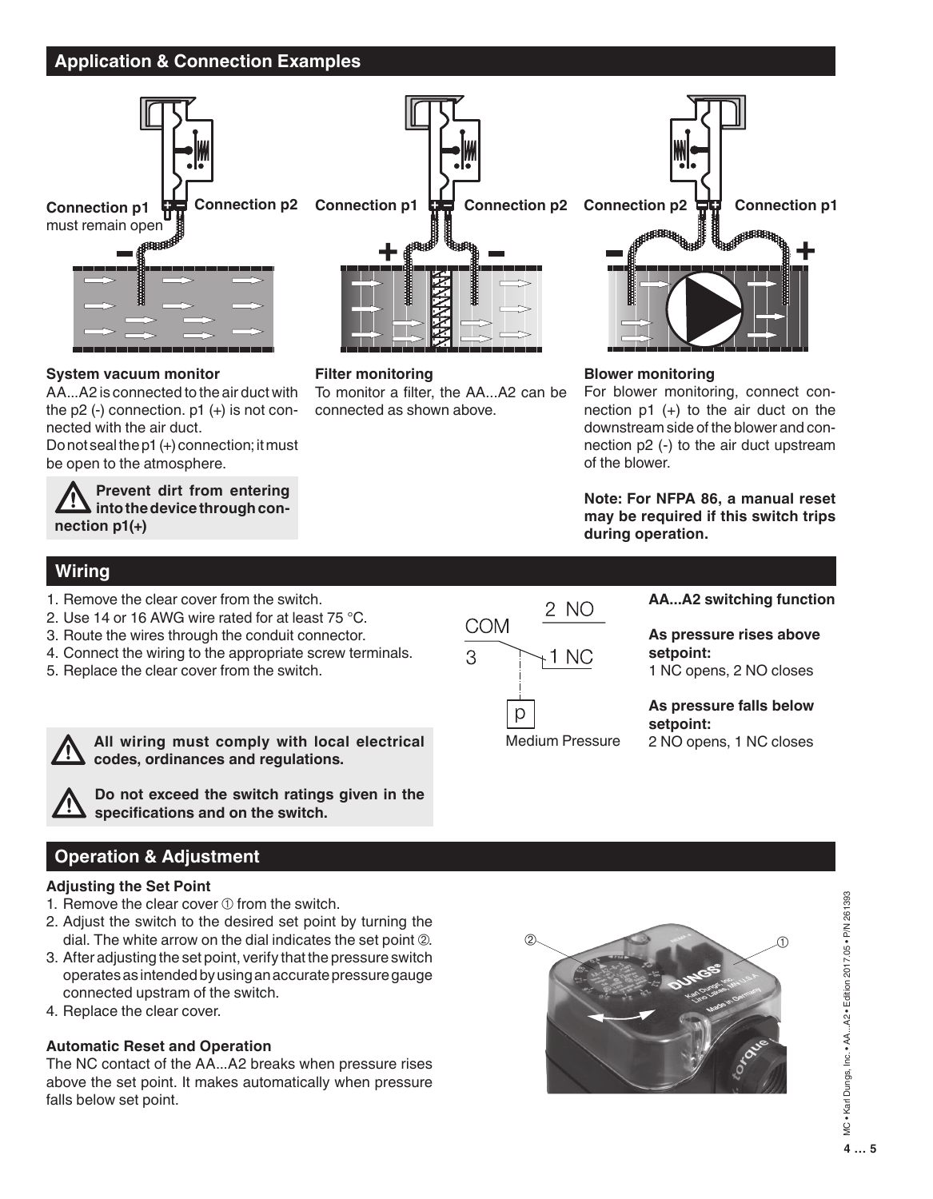## Application & Connection Examples

Connection p1 must remain open — Connection p2

### System vacuum monitor

AA...A2 is connected to the air duct with the p2 (-) connection. p1 (+) is not connected with the air duct.

Do not seal the p1 (+) connection; it must be open to the atmosphere.

> ⚠ **Prevent dirt from entering into the device through connection p1(+)**

Connection p1 — Connection p2

### Filter monitoring

To monitor a filter, the AA...A2 can be connected as shown above.

Connection p2 — Connection p1

### Blower monitoring

For blower monitoring, connect connection p1 (+) to the air duct on the downstream side of the blower and connection p2 (-) to the air duct upstream of the blower.

**Note: For NFPA 86, a manual reset may be required if this switch trips during operation.**

## Wiring

1. Remove the clear cover from the switch.
2. Use 14 or 16 AWG wire rated for at least 75 °C.
3. Route the wires through the conduit connector.
4. Connect the wiring to the appropriate screw terminals.
5. Replace the clear cover from the switch.

> ⚠ **All wiring must comply with local electrical codes, ordinances and regulations.**

> ⚠ **Do not exceed the switch ratings given in the specifications and on the switch.**

COM 3 — 2 NO — 1 NC — p

Medium Pressure

**AA...A2 switching function**

**As pressure rises above setpoint:**
1 NC opens, 2 NO closes

**As pressure falls below setpoint:**
2 NO opens, 1 NC closes

## Operation & Adjustment

### Adjusting the Set Point

1. Remove the clear cover ① from the switch.
2. Adjust the switch to the desired set point by turning the dial. The white arrow on the dial indicates the set point ②.
3. After adjusting the set point, verify that the pressure switch operates as intended by using an accurate pressure gauge connected upstram of the switch.
4. Replace the clear cover.

### Automatic Reset and Operation

The NC contact of the AA...A2 breaks when pressure rises above the set point. It makes automatically when pressure falls below set point.

MC • Karl Dungs, Inc. • AA...A2 • Edition 2017.05 • P/N 261393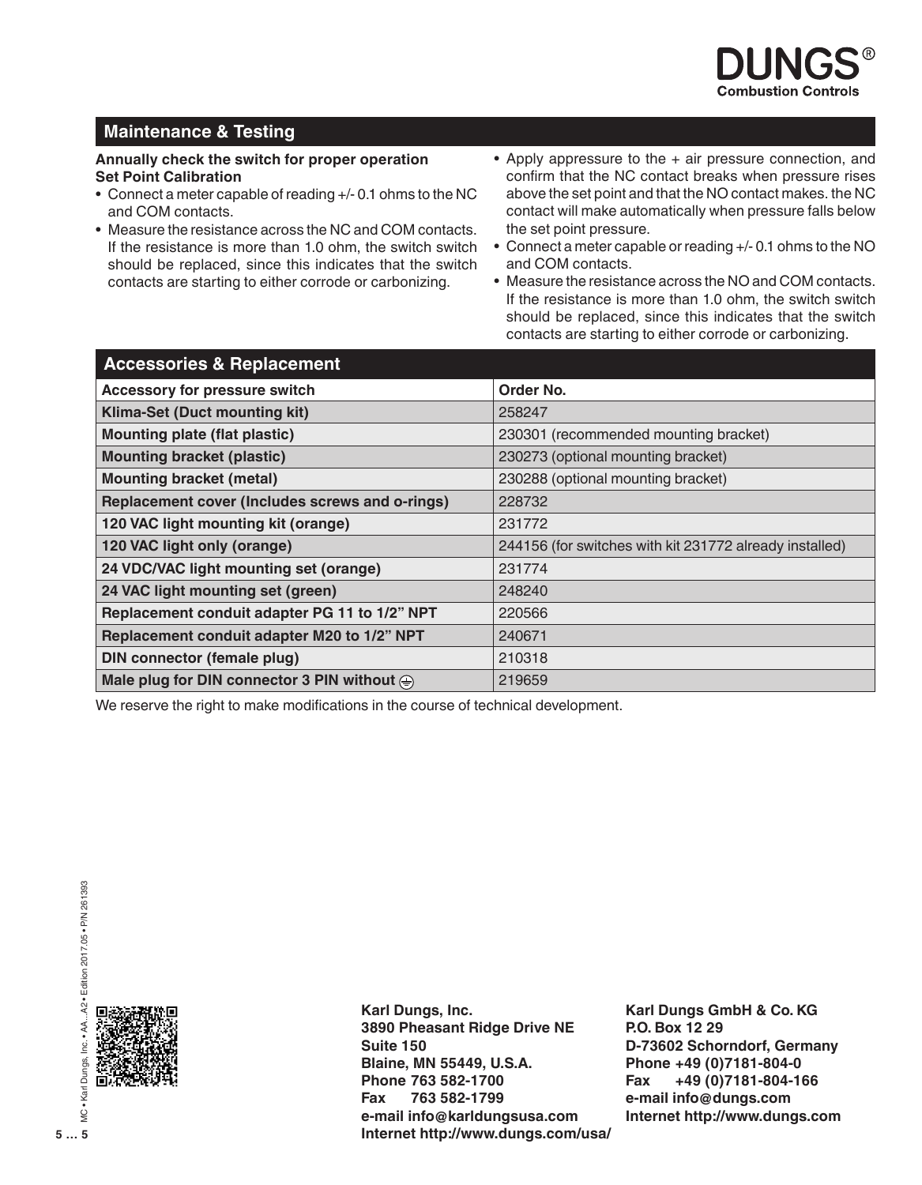## Maintenance & Testing

**Annually check the switch for proper operation**
**Set Point Calibration**

- Connect a meter capable of reading +/- 0.1 ohms to the NC and COM contacts.
- Measure the resistance across the NC and COM contacts. If the resistance is more than 1.0 ohm, the switch switch should be replaced, since this indicates that the switch contacts are starting to either corrode or carbonizing.
- Apply appressure to the + air pressure connection, and confirm that the NC contact breaks when pressure rises above the set point and that the NO contact makes. the NC contact will make automatically when pressure falls below the set point pressure.
- Connect a meter capable or reading +/- 0.1 ohms to the NO and COM contacts.
- Measure the resistance across the NO and COM contacts. If the resistance is more than 1.0 ohm, the switch switch should be replaced, since this indicates that the switch contacts are starting to either corrode or carbonizing.

## Accessories & Replacement

| Accessory for pressure switch | Order No. |
|---|---|
| **Klima-Set (Duct mounting kit)** | 258247 |
| **Mounting plate (flat plastic)** | 230301 (recommended mounting bracket) |
| **Mounting bracket (plastic)** | 230273 (optional mounting bracket) |
| **Mounting bracket (metal)** | 230288 (optional mounting bracket) |
| **Replacement cover (Includes screws and o-rings)** | 228732 |
| **120 VAC light mounting kit (orange)** | 231772 |
| **120 VAC light only (orange)** | 244156 (for switches with kit 231772 already installed) |
| **24 VDC/VAC light mounting set (orange)** | 231774 |
| **24 VAC light mounting set (green)** | 248240 |
| **Replacement conduit adapter PG 11 to 1/2" NPT** | 220566 |
| **Replacement conduit adapter M20 to 1/2" NPT** | 240671 |
| **DIN connector (female plug)** | 210318 |
| **Male plug for DIN connector 3 PIN without ⏚** | 219659 |

We reserve the right to make modifications in the course of technical development.

MC • Karl Dungs, Inc. • AA...A2 • Edition 2017.05 • P/N 261393

**Karl Dungs, Inc.**
**3890 Pheasant Ridge Drive NE**
**Suite 150**
**Blaine, MN 55449, U.S.A.**
**Phone 763 582-1700**
**Fax 763 582-1799**
**e-mail info@karldungsusa.com**
**Internet http://www.dungs.com/usa/**

**Karl Dungs GmbH & Co. KG**
**P.O. Box 12 29**
**D-73602 Schorndorf, Germany**
**Phone +49 (0)7181-804-0**
**Fax +49 (0)7181-804-166**
**e-mail info@dungs.com**
**Internet http://www.dungs.com**